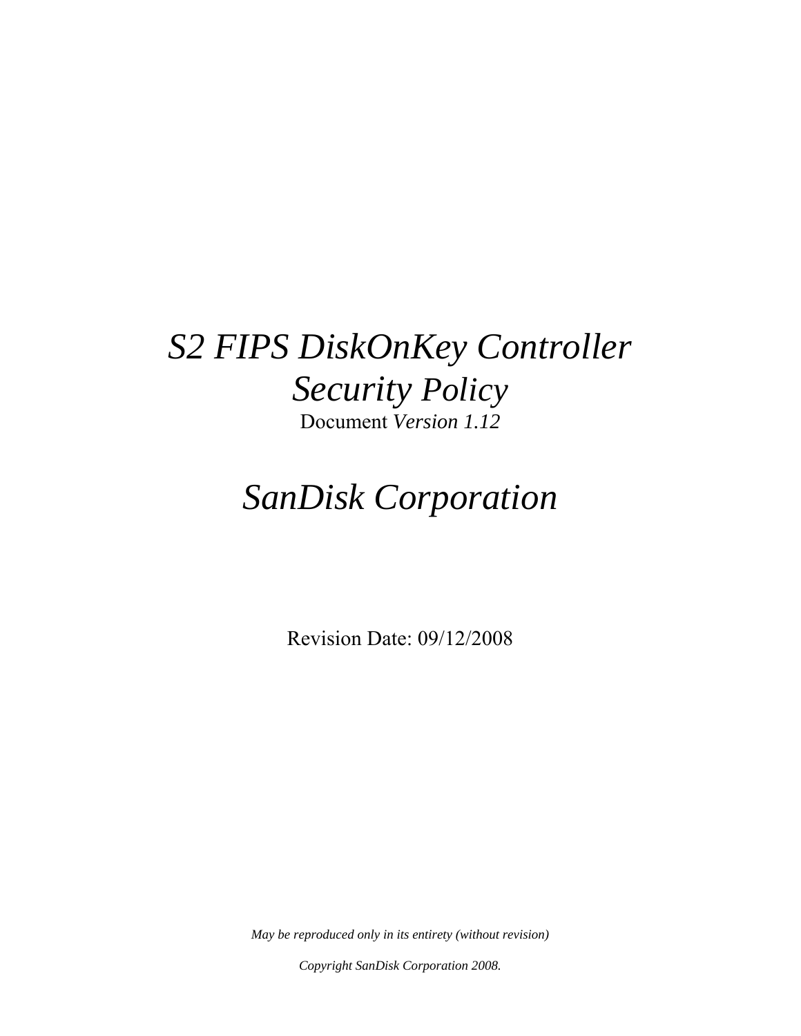# *S2 FIPS DiskOnKey Controller Security Policy*

Document *Version 1.12*

# *SanDisk Corporation*

Revision Date: 09/12/2008

*May be reproduced only in its entirety (without revision)*

*Copyright SanDisk Corporation 2008.*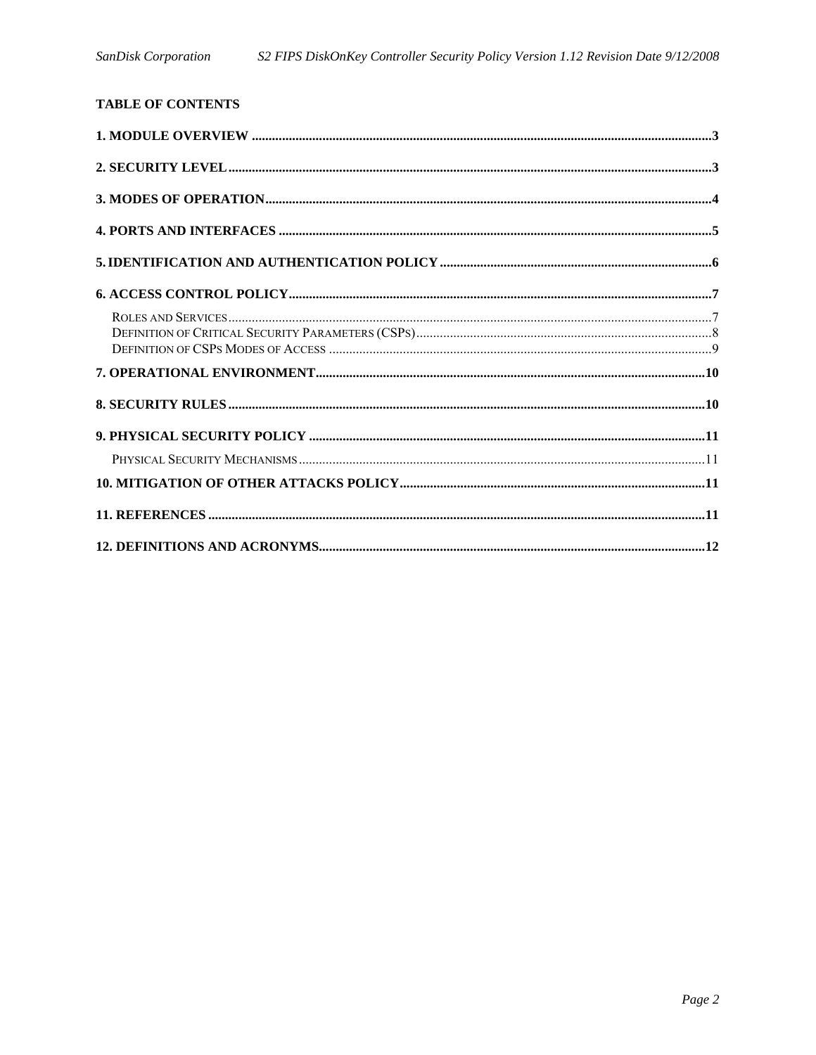**TABLE OF CONTENTS**

**1. MODULE OVERVIEW** ........................................................................................................3

**2. SECURITY LEVEL** ........................................................................................................3

**3. MODES OF OPERATION** ........................................................................................................4

**4. PORTS AND INTERFACES** ........................................................................................................5

**5. IDENTIFICATION AND AUTHENTICATION POLICY** ........................................................................................................6

**6. ACCESS CONTROL POLICY** ........................................................................................................7

- Roles and Services ........................................................................................................7
- Definition of Critical Security Parameters (CSPs) ........................................................................................................8
- Definition of CSPs Modes of Access ........................................................................................................9

**7. OPERATIONAL ENVIRONMENT** ........................................................................................................10

**8. SECURITY RULES** ........................................................................................................10

**9. PHYSICAL SECURITY POLICY** ........................................................................................................11

- Physical Security Mechanisms ........................................................................................................11

**10. MITIGATION OF OTHER ATTACKS POLICY** ........................................................................................................11

**11. REFERENCES** ........................................................................................................11

**12. DEFINITIONS AND ACRONYMS** ........................................................................................................12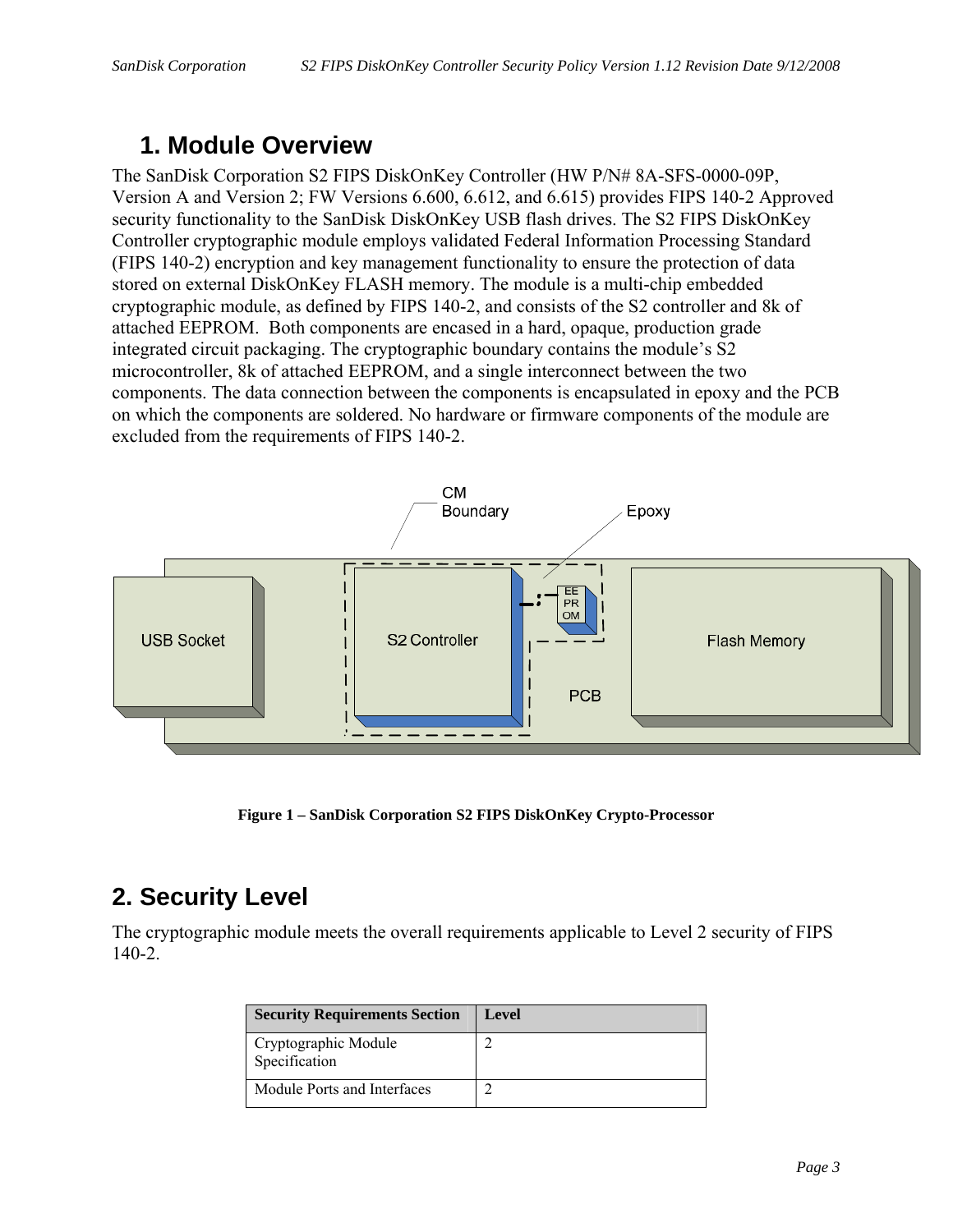# 1. Module Overview

The SanDisk Corporation S2 FIPS DiskOnKey Controller (HW P/N# 8A-SFS-0000-09P, Version A and Version 2; FW Versions 6.600, 6.612, and 6.615) provides FIPS 140-2 Approved security functionality to the SanDisk DiskOnKey USB flash drives. The S2 FIPS DiskOnKey Controller cryptographic module employs validated Federal Information Processing Standard (FIPS 140-2) encryption and key management functionality to ensure the protection of data stored on external DiskOnKey FLASH memory. The module is a multi-chip embedded cryptographic module, as defined by FIPS 140-2, and consists of the S2 controller and 8k of attached EEPROM. Both components are encased in a hard, opaque, production grade integrated circuit packaging. The cryptographic boundary contains the module's S2 microcontroller, 8k of attached EEPROM, and a single interconnect between the two components. The data connection between the components is encapsulated in epoxy and the PCB on which the components are soldered. No hardware or firmware components of the module are excluded from the requirements of FIPS 140-2.

**Figure 1 – SanDisk Corporation S2 FIPS DiskOnKey Crypto-Processor**

# 2. Security Level

The cryptographic module meets the overall requirements applicable to Level 2 security of FIPS 140-2.

| Security Requirements Section | Level |
|---|---|
| Cryptographic Module Specification | 2 |
| Module Ports and Interfaces | 2 |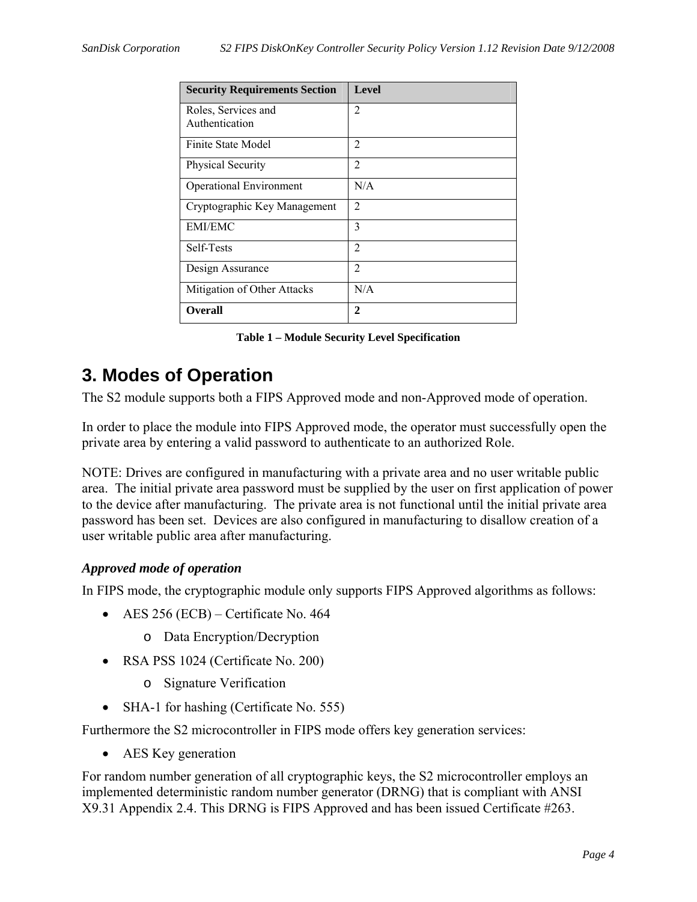| Security Requirements Section | Level |
| --- | --- |
| Roles, Services and Authentication | 2 |
| Finite State Model | 2 |
| Physical Security | 2 |
| Operational Environment | N/A |
| Cryptographic Key Management | 2 |
| EMI/EMC | 3 |
| Self-Tests | 2 |
| Design Assurance | 2 |
| Mitigation of Other Attacks | N/A |
| **Overall** | **2** |

**Table 1 – Module Security Level Specification**

# 3. Modes of Operation

The S2 module supports both a FIPS Approved mode and non-Approved mode of operation.

In order to place the module into FIPS Approved mode, the operator must successfully open the private area by entering a valid password to authenticate to an authorized Role.

NOTE: Drives are configured in manufacturing with a private area and no user writable public area. The initial private area password must be supplied by the user on first application of power to the device after manufacturing. The private area is not functional until the initial private area password has been set. Devices are also configured in manufacturing to disallow creation of a user writable public area after manufacturing.

### *Approved mode of operation*

In FIPS mode, the cryptographic module only supports FIPS Approved algorithms as follows:

- AES 256 (ECB) – Certificate No. 464
    - Data Encryption/Decryption
- RSA PSS 1024 (Certificate No. 200)
    - Signature Verification
- SHA-1 for hashing (Certificate No. 555)

Furthermore the S2 microcontroller in FIPS mode offers key generation services:

- AES Key generation

For random number generation of all cryptographic keys, the S2 microcontroller employs an implemented deterministic random number generator (DRNG) that is compliant with ANSI X9.31 Appendix 2.4. This DRNG is FIPS Approved and has been issued Certificate #263.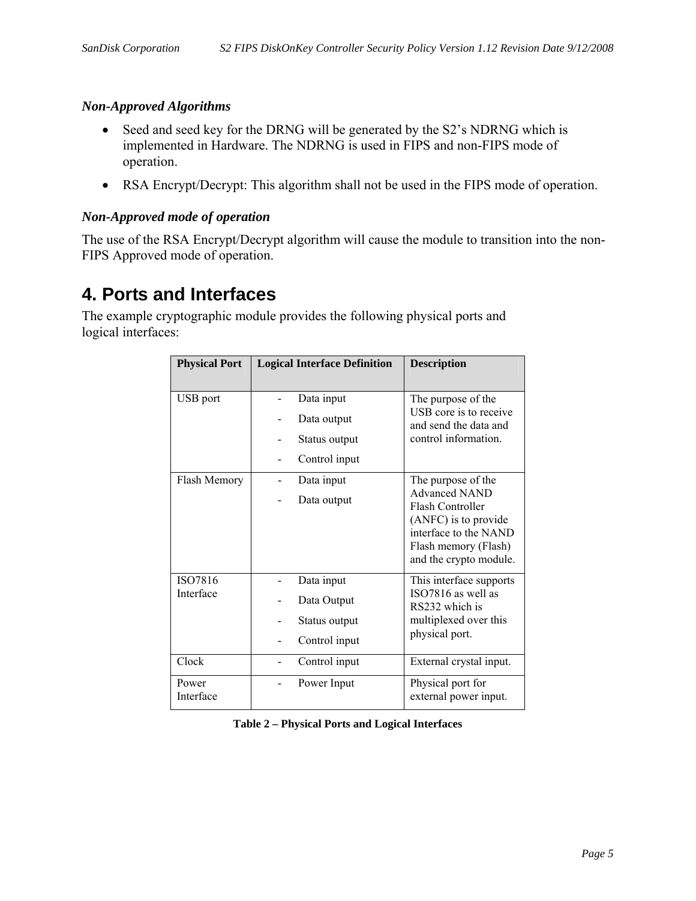*Non-Approved Algorithms*

- Seed and seed key for the DRNG will be generated by the S2's NDRNG which is implemented in Hardware. The NDRNG is used in FIPS and non-FIPS mode of operation.
- RSA Encrypt/Decrypt: This algorithm shall not be used in the FIPS mode of operation.

*Non-Approved mode of operation*

The use of the RSA Encrypt/Decrypt algorithm will cause the module to transition into the non-FIPS Approved mode of operation.

# 4. Ports and Interfaces

The example cryptographic module provides the following physical ports and logical interfaces:

| Physical Port | Logical Interface Definition | Description |
|---|---|---|
| USB port | - Data input<br>- Data output<br>- Status output<br>- Control input | The purpose of the USB core is to receive and send the data and control information. |
| Flash Memory | - Data input<br>- Data output | The purpose of the Advanced NAND Flash Controller (ANFC) is to provide interface to the NAND Flash memory (Flash) and the crypto module. |
| ISO7816 Interface | - Data input<br>- Data Output<br>- Status output<br>- Control input | This interface supports ISO7816 as well as RS232 which is multiplexed over this physical port. |
| Clock | - Control input | External crystal input. |
| Power Interface | - Power Input | Physical port for external power input. |

**Table 2 – Physical Ports and Logical Interfaces**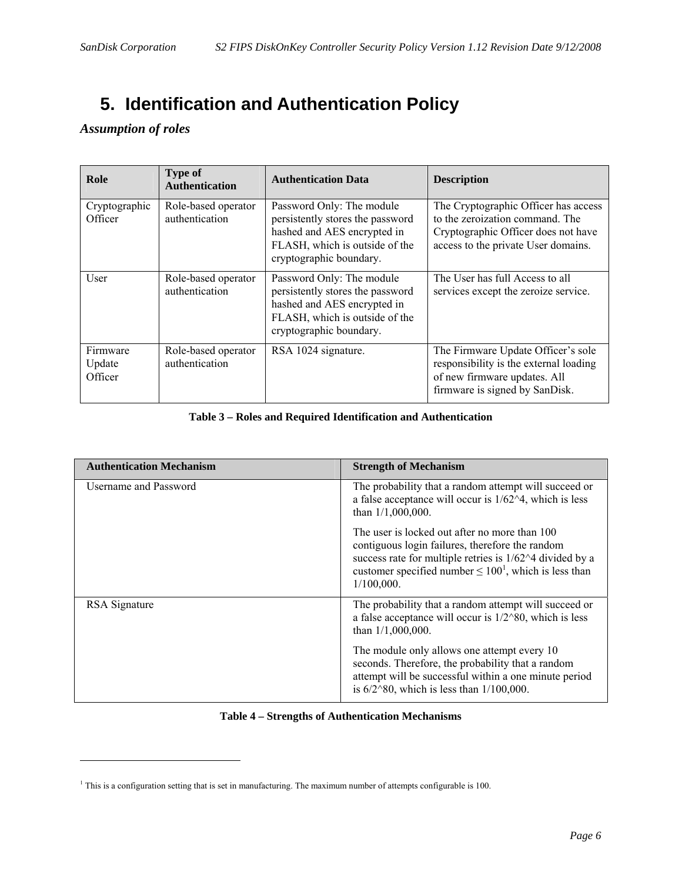# 5. Identification and Authentication Policy

### *Assumption of roles*

| Role | Type of Authentication | Authentication Data | Description |
|---|---|---|---|
| Cryptographic Officer | Role-based operator authentication | Password Only: The module persistently stores the password hashed and AES encrypted in FLASH, which is outside of the cryptographic boundary. | The Cryptographic Officer has access to the zeroization command. The Cryptographic Officer does not have access to the private User domains. |
| User | Role-based operator authentication | Password Only: The module persistently stores the password hashed and AES encrypted in FLASH, which is outside of the cryptographic boundary. | The User has full Access to all services except the zeroize service. |
| Firmware Update Officer | Role-based operator authentication | RSA 1024 signature. | The Firmware Update Officer's sole responsibility is the external loading of new firmware updates. All firmware is signed by SanDisk. |

**Table 3 – Roles and Required Identification and Authentication**

| Authentication Mechanism | Strength of Mechanism |
|---|---|
| Username and Password | The probability that a random attempt will succeed or a false acceptance will occur is 1/62^4, which is less than 1/1,000,000.<br><br>The user is locked out after no more than 100 contiguous login failures, therefore the random success rate for multiple retries is 1/62^4 divided by a customer specified number ≤ 100[1], which is less than 1/100,000. |
| RSA Signature | The probability that a random attempt will succeed or a false acceptance will occur is 1/2^80, which is less than 1/1,000,000.<br><br>The module only allows one attempt every 10 seconds. Therefore, the probability that a random attempt will be successful within a one minute period is 6/2^80, which is less than 1/100,000. |

**Table 4 – Strengths of Authentication Mechanisms**

[1] This is a configuration setting that is set in manufacturing. The maximum number of attempts configurable is 100.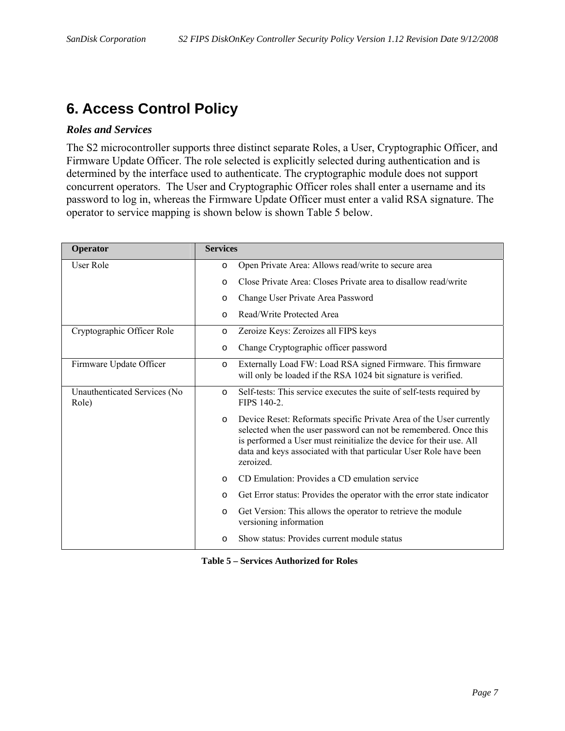# 6. Access Control Policy

***Roles and Services***

The S2 microcontroller supports three distinct separate Roles, a User, Cryptographic Officer, and Firmware Update Officer. The role selected is explicitly selected during authentication and is determined by the interface used to authenticate. The cryptographic module does not support concurrent operators. The User and Cryptographic Officer roles shall enter a username and its password to log in, whereas the Firmware Update Officer must enter a valid RSA signature. The operator to service mapping is shown below is shown Table 5 below.

| Operator | Services |
|---|---|
| User Role | o Open Private Area: Allows read/write to secure area<br>o Close Private Area: Closes Private area to disallow read/write<br>o Change User Private Area Password<br>o Read/Write Protected Area |
| Cryptographic Officer Role | o Zeroize Keys: Zeroizes all FIPS keys<br>o Change Cryptographic officer password |
| Firmware Update Officer | o Externally Load FW: Load RSA signed Firmware. This firmware will only be loaded if the RSA 1024 bit signature is verified. |
| Unauthenticated Services (No Role) | o Self-tests: This service executes the suite of self-tests required by FIPS 140-2.<br>o Device Reset: Reformats specific Private Area of the User currently selected when the user password can not be remembered. Once this is performed a User must reinitialize the device for their use. All data and keys associated with that particular User Role have been zeroized.<br>o CD Emulation: Provides a CD emulation service<br>o Get Error status: Provides the operator with the error state indicator<br>o Get Version: This allows the operator to retrieve the module versioning information<br>o Show status: Provides current module status |

**Table 5 – Services Authorized for Roles**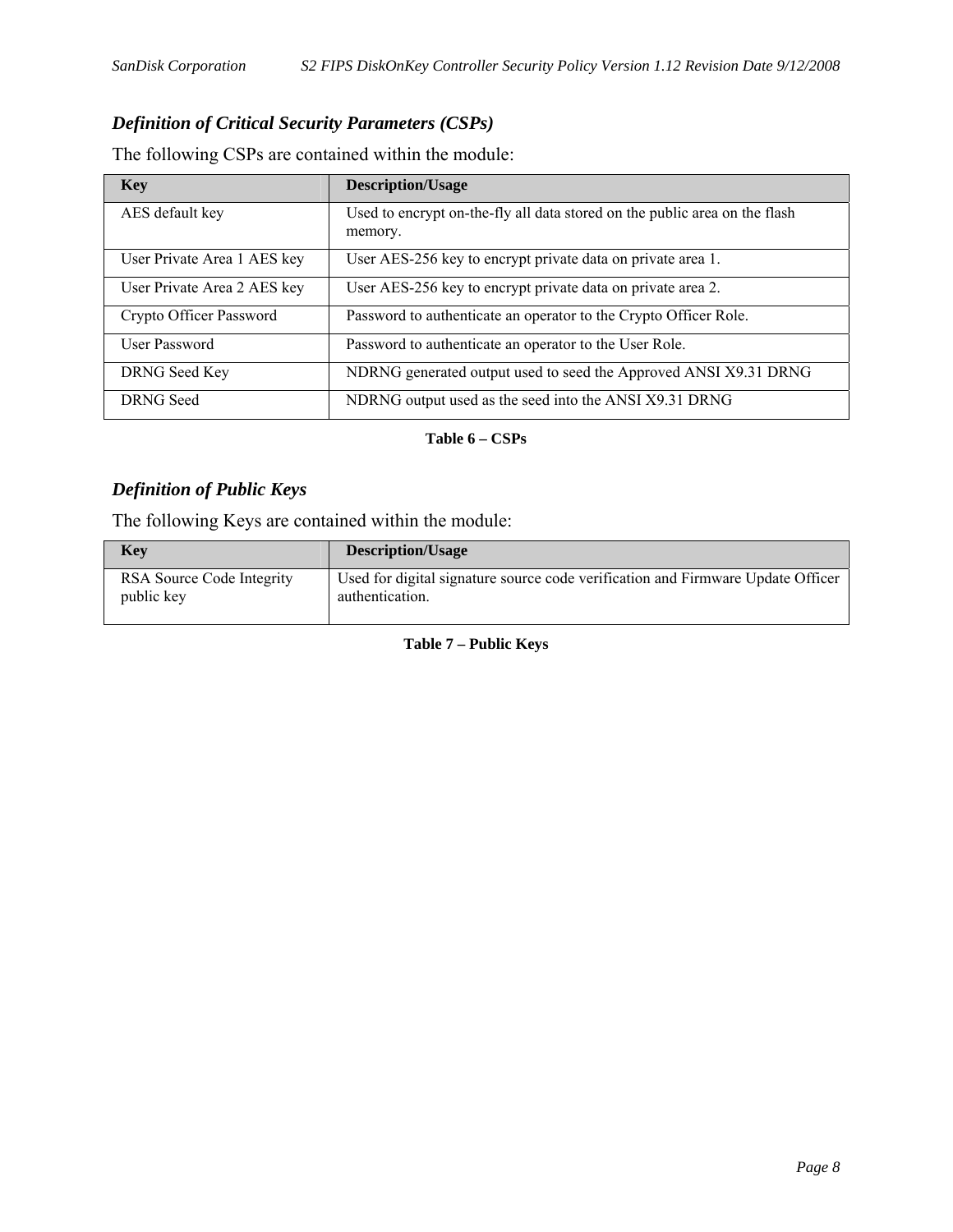### *Definition of Critical Security Parameters (CSPs)*

The following CSPs are contained within the module:

| Key | Description/Usage |
|---|---|
| AES default key | Used to encrypt on-the-fly all data stored on the public area on the flash memory. |
| User Private Area 1 AES key | User AES-256 key to encrypt private data on private area 1. |
| User Private Area 2 AES key | User AES-256 key to encrypt private data on private area 2. |
| Crypto Officer Password | Password to authenticate an operator to the Crypto Officer Role. |
| User Password | Password to authenticate an operator to the User Role. |
| DRNG Seed Key | NDRNG generated output used to seed the Approved ANSI X9.31 DRNG |
| DRNG Seed | NDRNG output used as the seed into the ANSI X9.31 DRNG |

**Table 6 – CSPs**

### *Definition of Public Keys*

The following Keys are contained within the module:

| Key | Description/Usage |
|---|---|
| RSA Source Code Integrity public key | Used for digital signature source code verification and Firmware Update Officer authentication. |

**Table 7 – Public Keys**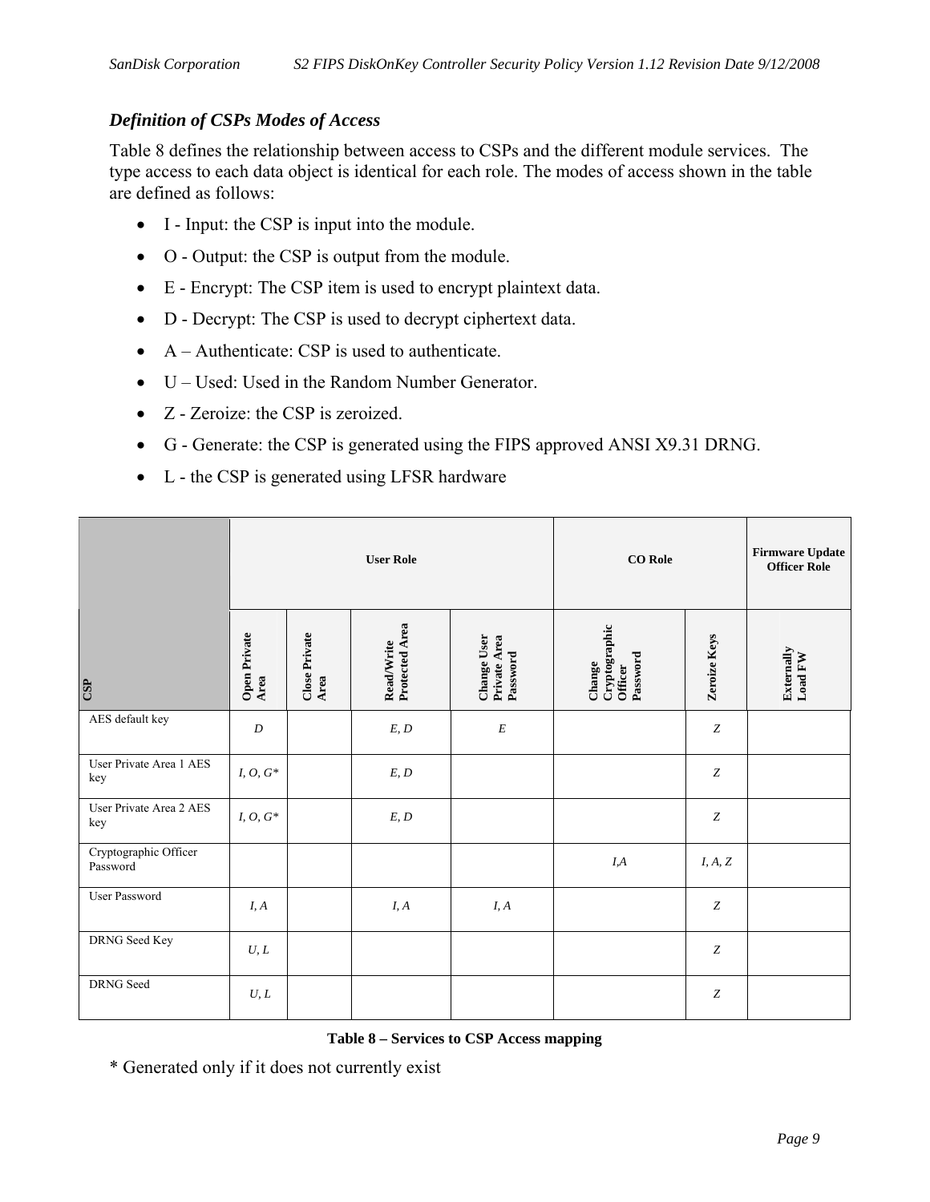### *Definition of CSPs Modes of Access*

Table 8 defines the relationship between access to CSPs and the different module services. The type access to each data object is identical for each role. The modes of access shown in the table are defined as follows:

- I - Input: the CSP is input into the module.
- O - Output: the CSP is output from the module.
- E - Encrypt: The CSP item is used to encrypt plaintext data.
- D - Decrypt: The CSP is used to decrypt ciphertext data.
- A – Authenticate: CSP is used to authenticate.
- U – Used: Used in the Random Number Generator.
- Z - Zeroize: the CSP is zeroized.
- G - Generate: the CSP is generated using the FIPS approved ANSI X9.31 DRNG.
- L - the CSP is generated using LFSR hardware

| | User Role | | | | CO Role | | Firmware Update Officer Role |
|---|---|---|---|---|---|---|---|
| CSP | Open Private Area | Close Private Area | Read/Write Protected Area | Change User Private Area Password | Change Cryptographic Officer Password | Zeroize Keys | Externally Load FW |
| AES default key | *D* | | *E, D* | *E* | | *Z* | |
| User Private Area 1 AES key | *I, O, G\** | | *E, D* | | | *Z* | |
| User Private Area 2 AES key | *I, O, G\** | | *E, D* | | | *Z* | |
| Cryptographic Officer Password | | | | | *I,A* | *I, A, Z* | |
| User Password | *I, A* | | *I, A* | *I, A* | | *Z* | |
| DRNG Seed Key | *U, L* | | | | | *Z* | |
| DRNG Seed | *U, L* | | | | | *Z* | |

**Table 8 – Services to CSP Access mapping**

\* Generated only if it does not currently exist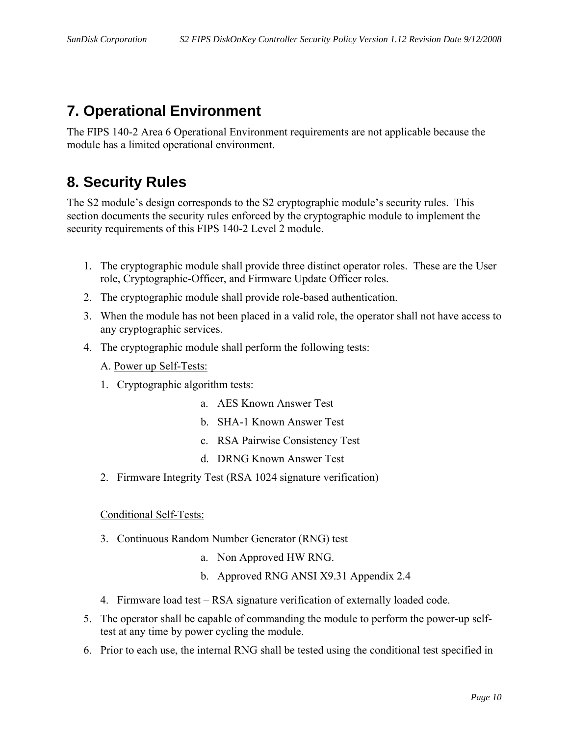# 7. Operational Environment

The FIPS 140-2 Area 6 Operational Environment requirements are not applicable because the module has a limited operational environment.

# 8. Security Rules

The S2 module's design corresponds to the S2 cryptographic module's security rules. This section documents the security rules enforced by the cryptographic module to implement the security requirements of this FIPS 140-2 Level 2 module.

1. The cryptographic module shall provide three distinct operator roles. These are the User role, Cryptographic-Officer, and Firmware Update Officer roles.
2. The cryptographic module shall provide role-based authentication.
3. When the module has not been placed in a valid role, the operator shall not have access to any cryptographic services.
4. The cryptographic module shall perform the following tests:

   A. Power up Self-Tests:

   1. Cryptographic algorithm tests:
      a. AES Known Answer Test
      b. SHA-1 Known Answer Test
      c. RSA Pairwise Consistency Test
      d. DRNG Known Answer Test
   2. Firmware Integrity Test (RSA 1024 signature verification)

   Conditional Self-Tests:

   3. Continuous Random Number Generator (RNG) test
      a. Non Approved HW RNG.
      b. Approved RNG ANSI X9.31 Appendix 2.4
   4. Firmware load test – RSA signature verification of externally loaded code.
5. The operator shall be capable of commanding the module to perform the power-up self-test at any time by power cycling the module.
6. Prior to each use, the internal RNG shall be tested using the conditional test specified in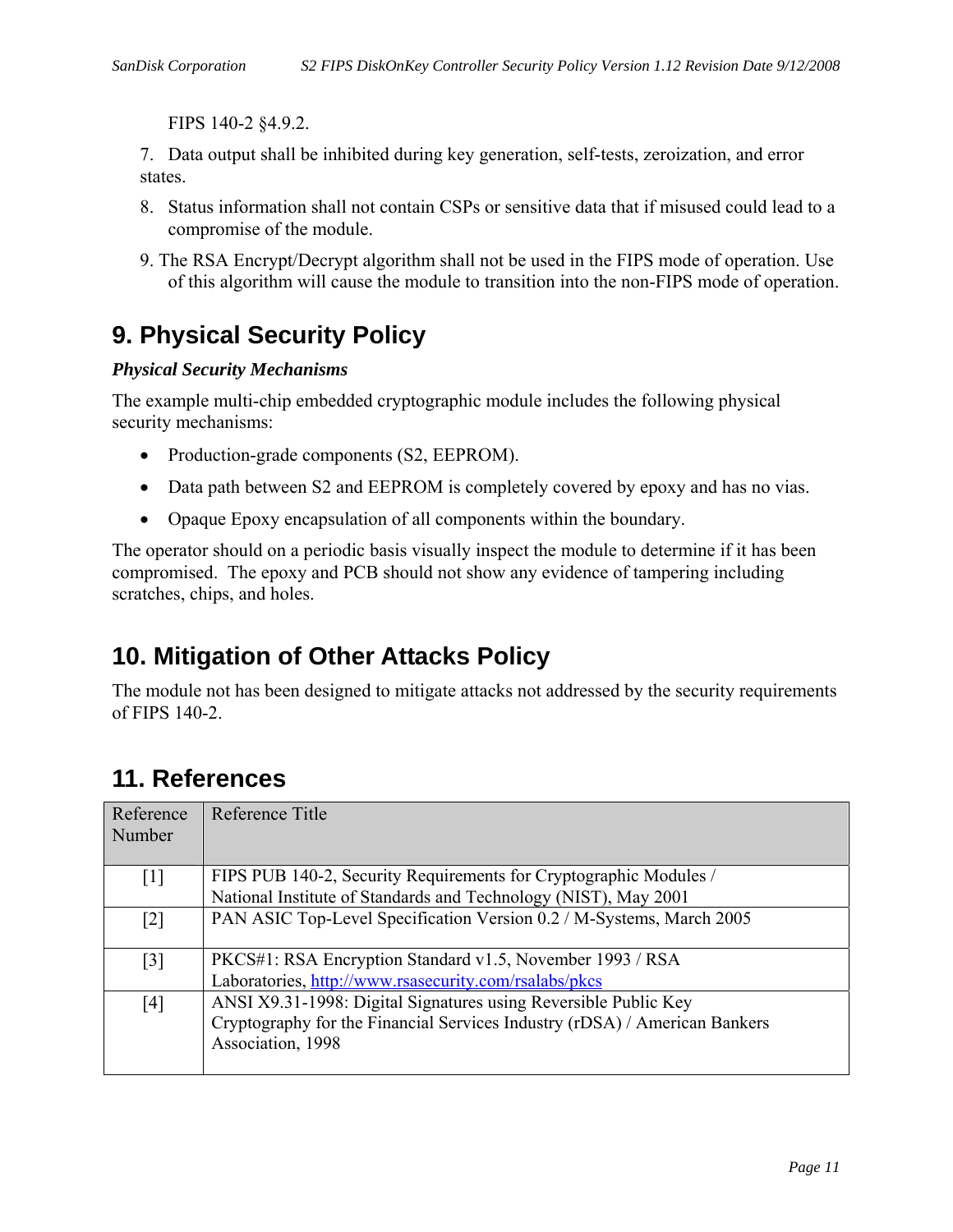FIPS 140-2 §4.9.2.

7. Data output shall be inhibited during key generation, self-tests, zeroization, and error states.

8. Status information shall not contain CSPs or sensitive data that if misused could lead to a compromise of the module.

9. The RSA Encrypt/Decrypt algorithm shall not be used in the FIPS mode of operation. Use of this algorithm will cause the module to transition into the non-FIPS mode of operation.

# 9. Physical Security Policy

***Physical Security Mechanisms***

The example multi-chip embedded cryptographic module includes the following physical security mechanisms:

- Production-grade components (S2, EEPROM).
- Data path between S2 and EEPROM is completely covered by epoxy and has no vias.
- Opaque Epoxy encapsulation of all components within the boundary.

The operator should on a periodic basis visually inspect the module to determine if it has been compromised. The epoxy and PCB should not show any evidence of tampering including scratches, chips, and holes.

# 10. Mitigation of Other Attacks Policy

The module not has been designed to mitigate attacks not addressed by the security requirements of FIPS 140-2.

# 11. References

| Reference Number | Reference Title |
|---|---|
| [1] | FIPS PUB 140-2, Security Requirements for Cryptographic Modules / National Institute of Standards and Technology (NIST), May 2001 |
| [2] | PAN ASIC Top-Level Specification Version 0.2 / M-Systems, March 2005 |
| [3] | PKCS#1: RSA Encryption Standard v1.5, November 1993 / RSA Laboratories, http://www.rsasecurity.com/rsalabs/pkcs |
| [4] | ANSI X9.31-1998: Digital Signatures using Reversible Public Key Cryptography for the Financial Services Industry (rDSA) / American Bankers Association, 1998 |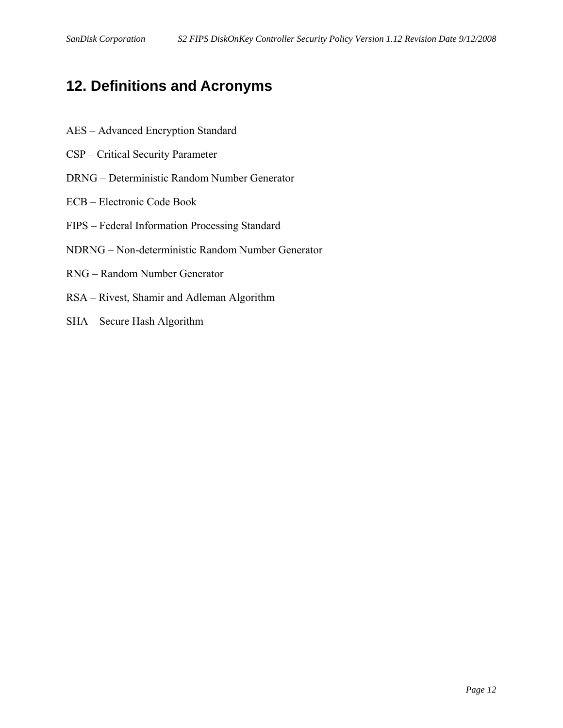# 12. Definitions and Acronyms

AES – Advanced Encryption Standard

CSP – Critical Security Parameter

DRNG – Deterministic Random Number Generator

ECB – Electronic Code Book

FIPS – Federal Information Processing Standard

NDRNG – Non-deterministic Random Number Generator

RNG – Random Number Generator

RSA – Rivest, Shamir and Adleman Algorithm

SHA – Secure Hash Algorithm